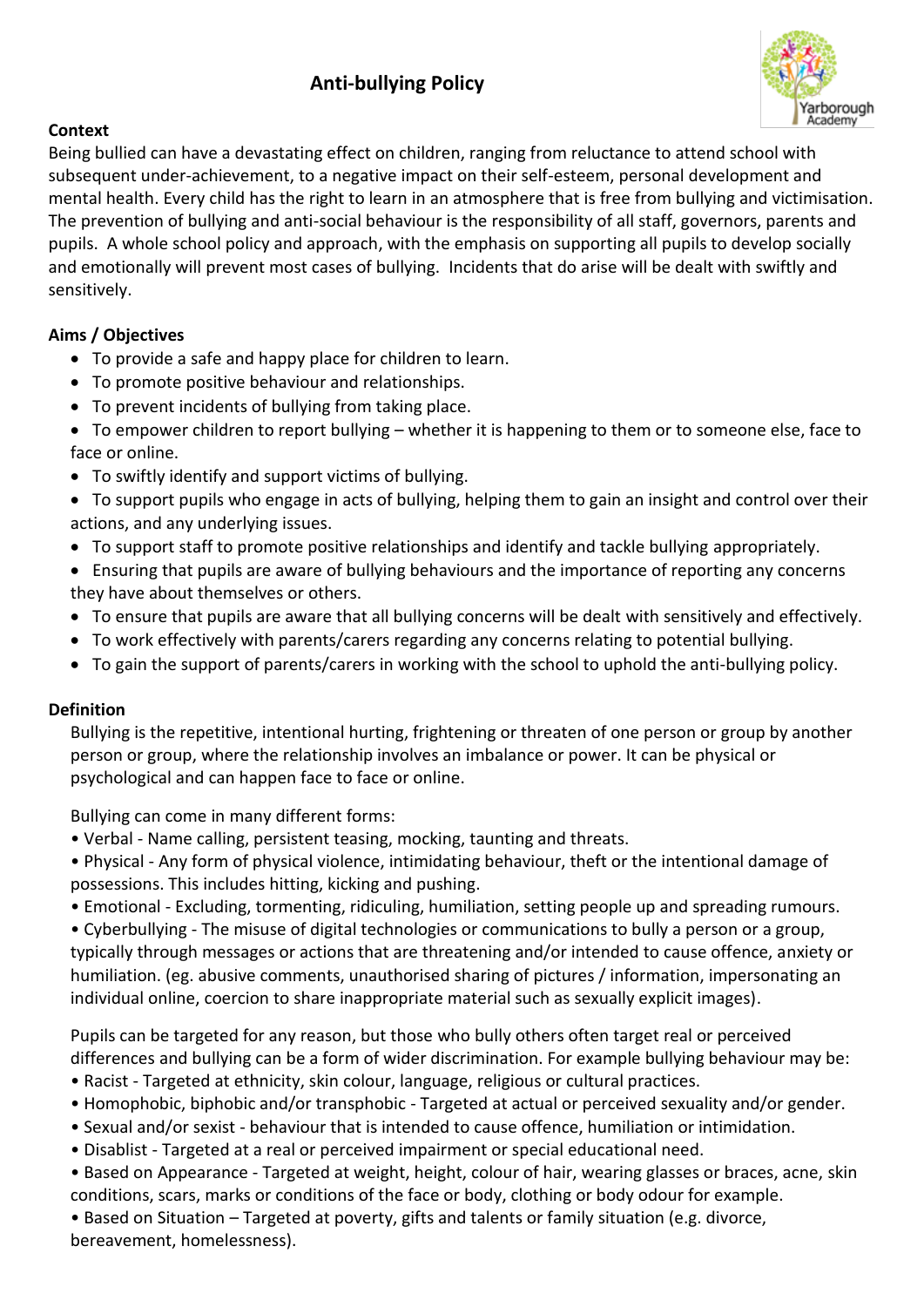# Anti-bullying Policy

**Context**

Being bullied can have a devastating effect on children, ranging from reluctance to attend school with subsequent under-achievement, to a negative impact on their self-esteem, personal development and mental health. Every child has the right to learn in an atmosphere that is free from bullying and victimisation. The prevention of bullying and anti-social behaviour is the responsibility of all staff, governors, parents and pupils. A whole school policy and approach, with the emphasis on supporting all pupils to develop socially and emotionally will prevent most cases of bullying. Incidents that do arise will be dealt with swiftly and sensitively.

**Aims / Objectives**

- To provide a safe and happy place for children to learn.
- To promote positive behaviour and relationships.
- To prevent incidents of bullying from taking place.
- To empower children to report bullying – whether it is happening to them or to someone else, face to face or online.
- To swiftly identify and support victims of bullying.
- To support pupils who engage in acts of bullying, helping them to gain an insight and control over their actions, and any underlying issues.
- To support staff to promote positive relationships and identify and tackle bullying appropriately.
- Ensuring that pupils are aware of bullying behaviours and the importance of reporting any concerns they have about themselves or others.
- To ensure that pupils are aware that all bullying concerns will be dealt with sensitively and effectively.
- To work effectively with parents/carers regarding any concerns relating to potential bullying.
- To gain the support of parents/carers in working with the school to uphold the anti-bullying policy.

**Definition**

Bullying is the repetitive, intentional hurting, frightening or threaten of one person or group by another person or group, where the relationship involves an imbalance or power. It can be physical or psychological and can happen face to face or online.

Bullying can come in many different forms:

- Verbal - Name calling, persistent teasing, mocking, taunting and threats.
- Physical - Any form of physical violence, intimidating behaviour, theft or the intentional damage of possessions. This includes hitting, kicking and pushing.
- Emotional - Excluding, tormenting, ridiculing, humiliation, setting people up and spreading rumours.
- Cyberbullying - The misuse of digital technologies or communications to bully a person or a group, typically through messages or actions that are threatening and/or intended to cause offence, anxiety or humiliation. (eg. abusive comments, unauthorised sharing of pictures / information, impersonating an individual online, coercion to share inappropriate material such as sexually explicit images).

Pupils can be targeted for any reason, but those who bully others often target real or perceived differences and bullying can be a form of wider discrimination. For example bullying behaviour may be:

- Racist - Targeted at ethnicity, skin colour, language, religious or cultural practices.
- Homophobic, biphobic and/or transphobic - Targeted at actual or perceived sexuality and/or gender.
- Sexual and/or sexist - behaviour that is intended to cause offence, humiliation or intimidation.
- Disablist - Targeted at a real or perceived impairment or special educational need.
- Based on Appearance - Targeted at weight, height, colour of hair, wearing glasses or braces, acne, skin conditions, scars, marks or conditions of the face or body, clothing or body odour for example.
- Based on Situation – Targeted at poverty, gifts and talents or family situation (e.g. divorce, bereavement, homelessness).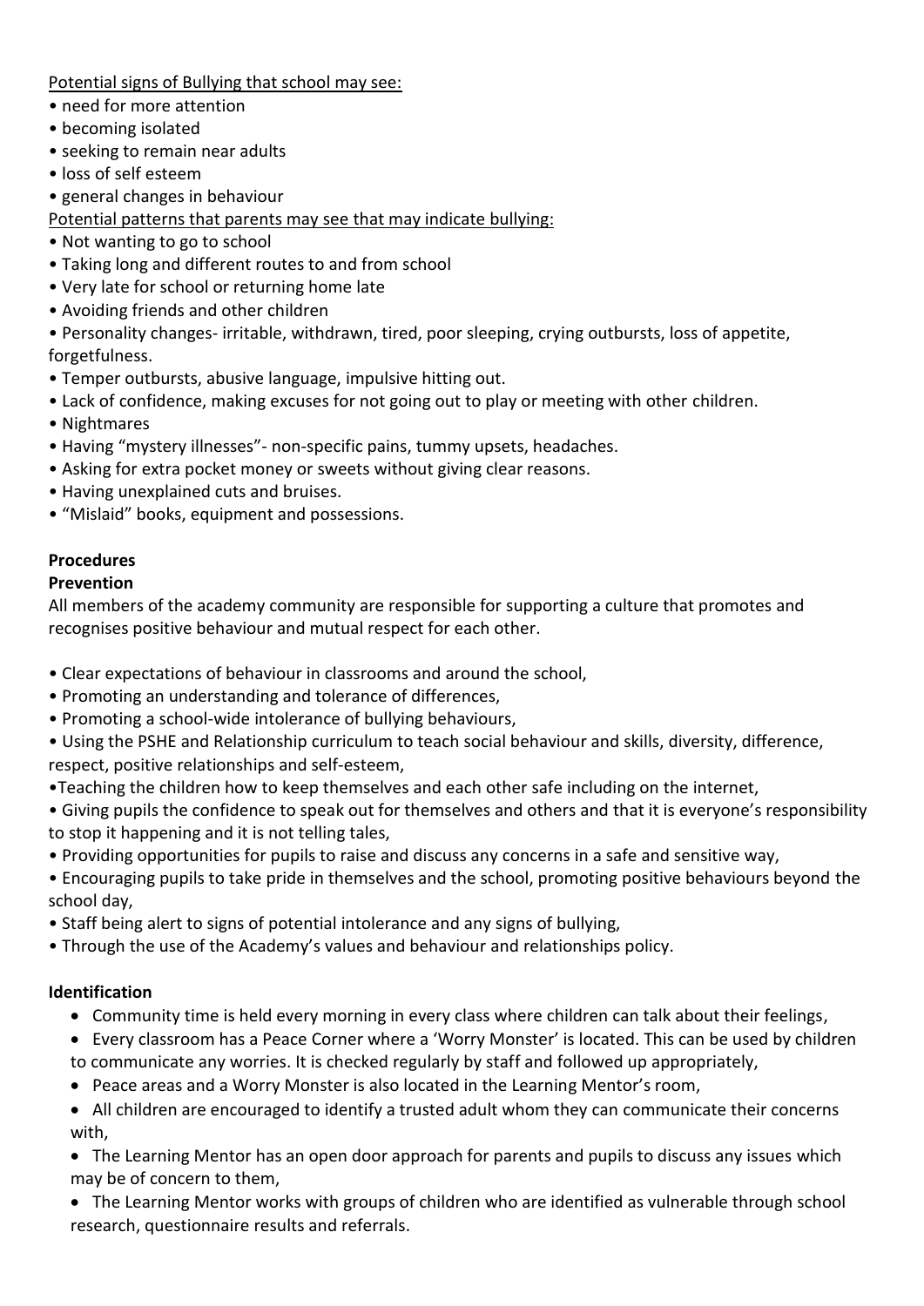Potential signs of Bullying that school may see:

- need for more attention
- becoming isolated
- seeking to remain near adults
- loss of self esteem
- general changes in behaviour

Potential patterns that parents may see that may indicate bullying:

- Not wanting to go to school
- Taking long and different routes to and from school
- Very late for school or returning home late
- Avoiding friends and other children
- Personality changes- irritable, withdrawn, tired, poor sleeping, crying outbursts, loss of appetite, forgetfulness.
- Temper outbursts, abusive language, impulsive hitting out.
- Lack of confidence, making excuses for not going out to play or meeting with other children.
- Nightmares
- Having "mystery illnesses"- non-specific pains, tummy upsets, headaches.
- Asking for extra pocket money or sweets without giving clear reasons.
- Having unexplained cuts and bruises.
- "Mislaid" books, equipment and possessions.

**Procedures**

**Prevention**

All members of the academy community are responsible for supporting a culture that promotes and recognises positive behaviour and mutual respect for each other.

- Clear expectations of behaviour in classrooms and around the school,
- Promoting an understanding and tolerance of differences,
- Promoting a school-wide intolerance of bullying behaviours,
- Using the PSHE and Relationship curriculum to teach social behaviour and skills, diversity, difference, respect, positive relationships and self-esteem,
- Teaching the children how to keep themselves and each other safe including on the internet,
- Giving pupils the confidence to speak out for themselves and others and that it is everyone's responsibility to stop it happening and it is not telling tales,
- Providing opportunities for pupils to raise and discuss any concerns in a safe and sensitive way,
- Encouraging pupils to take pride in themselves and the school, promoting positive behaviours beyond the school day,
- Staff being alert to signs of potential intolerance and any signs of bullying,
- Through the use of the Academy's values and behaviour and relationships policy.

**Identification**

- Community time is held every morning in every class where children can talk about their feelings,
- Every classroom has a Peace Corner where a 'Worry Monster' is located. This can be used by children to communicate any worries. It is checked regularly by staff and followed up appropriately,
- Peace areas and a Worry Monster is also located in the Learning Mentor's room,
- All children are encouraged to identify a trusted adult whom they can communicate their concerns with,
- The Learning Mentor has an open door approach for parents and pupils to discuss any issues which may be of concern to them,
- The Learning Mentor works with groups of children who are identified as vulnerable through school research, questionnaire results and referrals.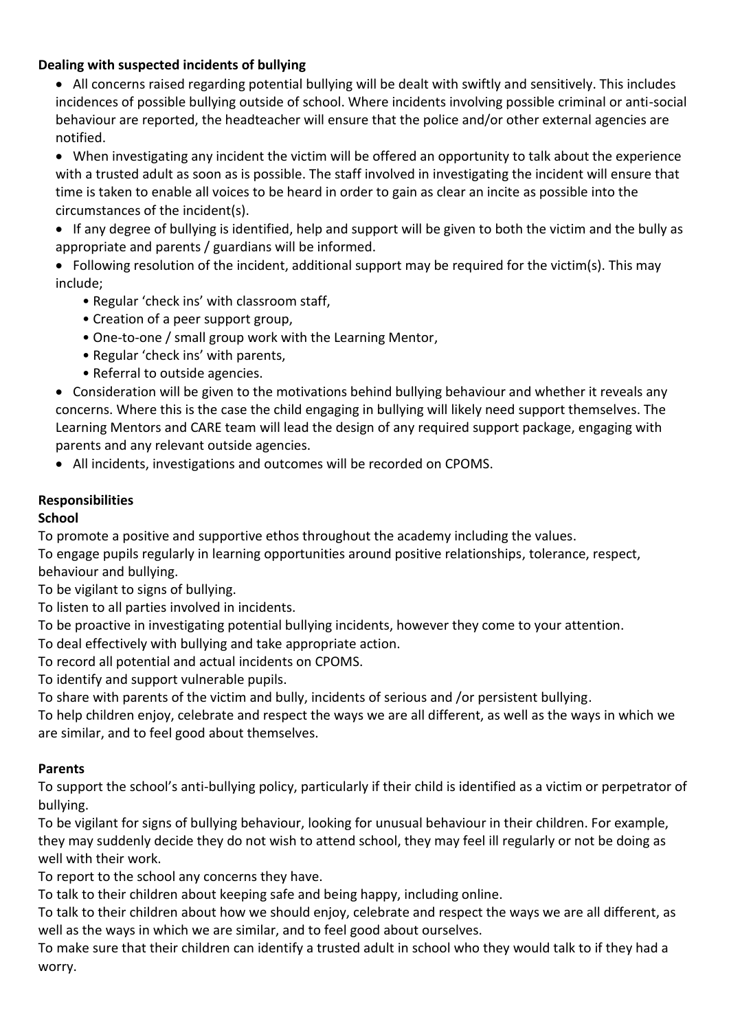**Dealing with suspected incidents of bullying**

- All concerns raised regarding potential bullying will be dealt with swiftly and sensitively. This includes incidences of possible bullying outside of school. Where incidents involving possible criminal or anti-social behaviour are reported, the headteacher will ensure that the police and/or other external agencies are notified.
- When investigating any incident the victim will be offered an opportunity to talk about the experience with a trusted adult as soon as is possible. The staff involved in investigating the incident will ensure that time is taken to enable all voices to be heard in order to gain as clear an incite as possible into the circumstances of the incident(s).
- If any degree of bullying is identified, help and support will be given to both the victim and the bully as appropriate and parents / guardians will be informed.
- Following resolution of the incident, additional support may be required for the victim(s). This may include;
    - Regular 'check ins' with classroom staff,
    - Creation of a peer support group,
    - One-to-one / small group work with the Learning Mentor,
    - Regular 'check ins' with parents,
    - Referral to outside agencies.
- Consideration will be given to the motivations behind bullying behaviour and whether it reveals any concerns. Where this is the case the child engaging in bullying will likely need support themselves. The Learning Mentors and CARE team will lead the design of any required support package, engaging with parents and any relevant outside agencies.
- All incidents, investigations and outcomes will be recorded on CPOMS.

**Responsibilities**

**School**

To promote a positive and supportive ethos throughout the academy including the values.

To engage pupils regularly in learning opportunities around positive relationships, tolerance, respect, behaviour and bullying.

To be vigilant to signs of bullying.

To listen to all parties involved in incidents.

To be proactive in investigating potential bullying incidents, however they come to your attention.

To deal effectively with bullying and take appropriate action.

To record all potential and actual incidents on CPOMS.

To identify and support vulnerable pupils.

To share with parents of the victim and bully, incidents of serious and /or persistent bullying.

To help children enjoy, celebrate and respect the ways we are all different, as well as the ways in which we are similar, and to feel good about themselves.

**Parents**

To support the school's anti-bullying policy, particularly if their child is identified as a victim or perpetrator of bullying.

To be vigilant for signs of bullying behaviour, looking for unusual behaviour in their children. For example, they may suddenly decide they do not wish to attend school, they may feel ill regularly or not be doing as well with their work.

To report to the school any concerns they have.

To talk to their children about keeping safe and being happy, including online.

To talk to their children about how we should enjoy, celebrate and respect the ways we are all different, as well as the ways in which we are similar, and to feel good about ourselves.

To make sure that their children can identify a trusted adult in school who they would talk to if they had a worry.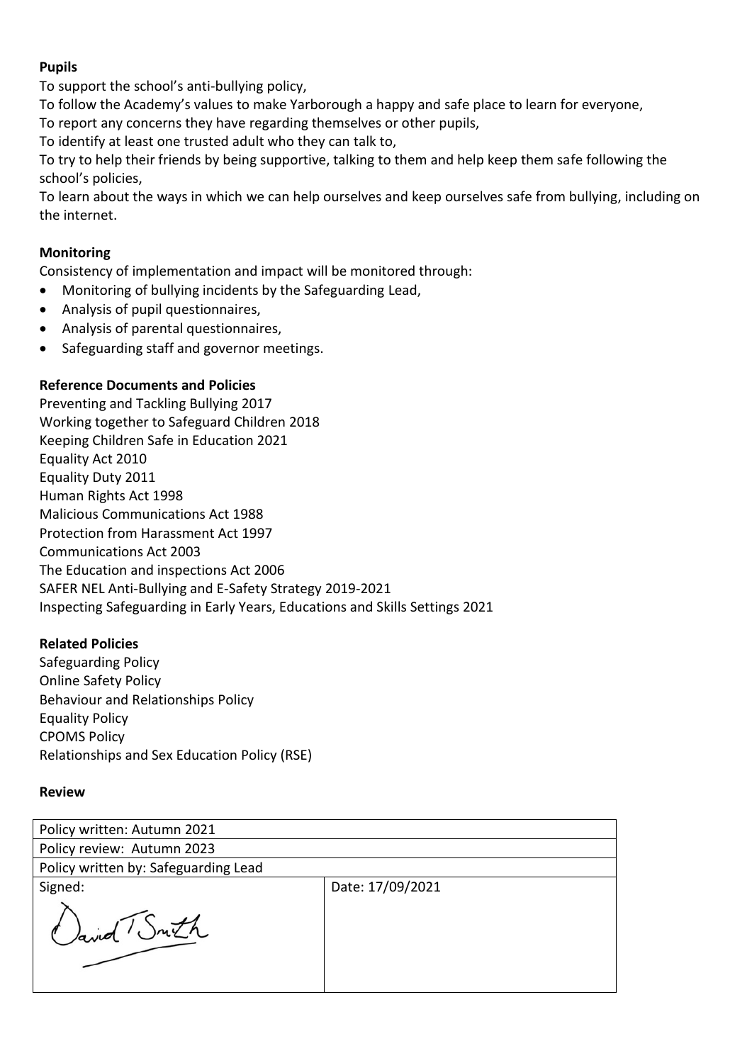**Pupils**

To support the school's anti-bullying policy,
To follow the Academy's values to make Yarborough a happy and safe place to learn for everyone,
To report any concerns they have regarding themselves or other pupils,
To identify at least one trusted adult who they can talk to,
To try to help their friends by being supportive, talking to them and help keep them safe following the school's policies,
To learn about the ways in which we can help ourselves and keep ourselves safe from bullying, including on the internet.

**Monitoring**

Consistency of implementation and impact will be monitored through:

- Monitoring of bullying incidents by the Safeguarding Lead,
- Analysis of pupil questionnaires,
- Analysis of parental questionnaires,
- Safeguarding staff and governor meetings.

**Reference Documents and Policies**

Preventing and Tackling Bullying 2017
Working together to Safeguard Children 2018
Keeping Children Safe in Education 2021
Equality Act 2010
Equality Duty 2011
Human Rights Act 1998
Malicious Communications Act 1988
Protection from Harassment Act 1997
Communications Act 2003
The Education and inspections Act 2006
SAFER NEL Anti-Bullying and E-Safety Strategy 2019-2021
Inspecting Safeguarding in Early Years, Educations and Skills Settings 2021

**Related Policies**

Safeguarding Policy
Online Safety Policy
Behaviour and Relationships Policy
Equality Policy
CPOMS Policy
Relationships and Sex Education Policy (RSE)

**Review**

| | |
|---|---|
| Policy written: Autumn 2021 | |
| Policy review: Autumn 2023 | |
| Policy written by: Safeguarding Lead | |
| Signed: David T Smith | Date: 17/09/2021 |